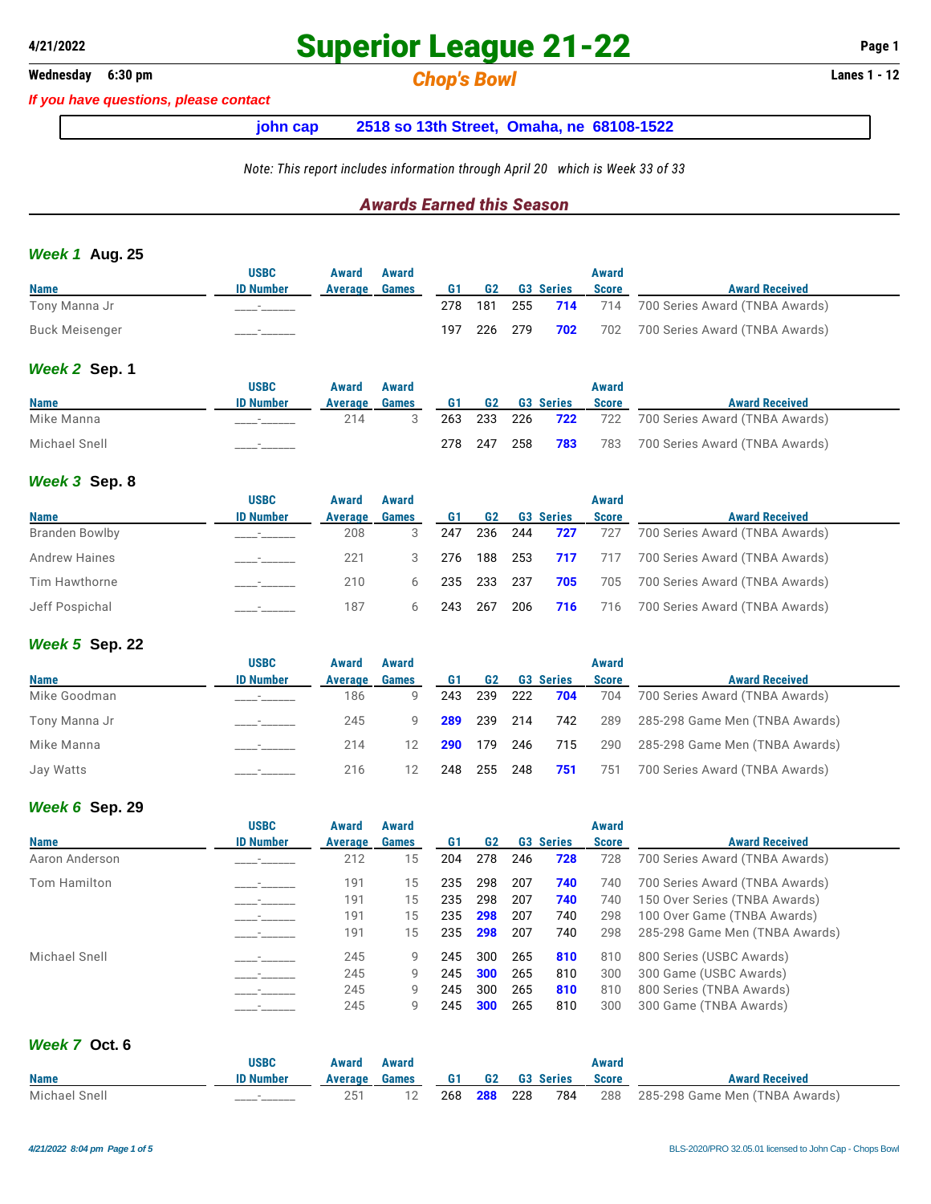# Superior League 21-22

4/21/2022

**Wednesday 6:30 pm**

## Chop's Bowl

**Lanes 1 - 12**

*If you have questions, please contact*

**john cap 2518 so 13th Street, Omaha, ne 68108-1522**

*Note: This report includes information through April 20 which is Week 33 of 33*

## Awards Earned this Season

### Week 1 Aug. 25

| Name | USBC ID Number | Award Average | Award Games | G1 | G2 | G3 | Series | Award Score | Award Received |
|---|---|---|---|---|---|---|---|---|---|
| Tony Manna Jr | ____-______ | | | 278 | 181 | 255 | **714** | 714 | 700 Series Award (TNBA Awards) |
| Buck Meisenger | ____-______ | | | 197 | 226 | 279 | **702** | 702 | 700 Series Award (TNBA Awards) |

### Week 2 Sep. 1

| Name | USBC ID Number | Award Average | Award Games | G1 | G2 | G3 | Series | Award Score | Award Received |
|---|---|---|---|---|---|---|---|---|---|
| Mike Manna | ____-______ | 214 | 3 | 263 | 233 | 226 | **722** | 722 | 700 Series Award (TNBA Awards) |
| Michael Snell | ____-______ | | | 278 | 247 | 258 | **783** | 783 | 700 Series Award (TNBA Awards) |

### Week 3 Sep. 8

| Name | USBC ID Number | Award Average | Award Games | G1 | G2 | G3 | Series | Award Score | Award Received |
|---|---|---|---|---|---|---|---|---|---|
| Branden Bowlby | ____-______ | 208 | 3 | 247 | 236 | 244 | **727** | 727 | 700 Series Award (TNBA Awards) |
| Andrew Haines | ____-______ | 221 | 3 | 276 | 188 | 253 | **717** | 717 | 700 Series Award (TNBA Awards) |
| Tim Hawthorne | ____-______ | 210 | 6 | 235 | 233 | 237 | **705** | 705 | 700 Series Award (TNBA Awards) |
| Jeff Pospichal | ____-______ | 187 | 6 | 243 | 267 | 206 | **716** | 716 | 700 Series Award (TNBA Awards) |

### Week 5 Sep. 22

| Name | USBC ID Number | Award Average | Award Games | G1 | G2 | G3 | Series | Award Score | Award Received |
|---|---|---|---|---|---|---|---|---|---|
| Mike Goodman | ____-______ | 186 | 9 | 243 | 239 | 222 | **704** | 704 | 700 Series Award (TNBA Awards) |
| Tony Manna Jr | ____-______ | 245 | 9 | **289** | 239 | 214 | 742 | 289 | 285-298 Game Men (TNBA Awards) |
| Mike Manna | ____-______ | 214 | 12 | **290** | 179 | 246 | 715 | 290 | 285-298 Game Men (TNBA Awards) |
| Jay Watts | ____-______ | 216 | 12 | 248 | 255 | 248 | **751** | 751 | 700 Series Award (TNBA Awards) |

### Week 6 Sep. 29

| Name | USBC ID Number | Award Average | Award Games | G1 | G2 | G3 | Series | Award Score | Award Received |
|---|---|---|---|---|---|---|---|---|---|
| Aaron Anderson | ____-______ | 212 | 15 | 204 | 278 | 246 | **728** | 728 | 700 Series Award (TNBA Awards) |
| Tom Hamilton | ____-______ | 191 | 15 | 235 | 298 | 207 | **740** | 740 | 700 Series Award (TNBA Awards) |
| | ____-______ | 191 | 15 | 235 | 298 | 207 | **740** | 740 | 150 Over Series (TNBA Awards) |
| | ____-______ | 191 | 15 | 235 | **298** | 207 | 740 | 298 | 100 Over Game (TNBA Awards) |
| | ____-______ | 191 | 15 | 235 | **298** | 207 | 740 | 298 | 285-298 Game Men (TNBA Awards) |
| Michael Snell | ____-______ | 245 | 9 | 245 | 300 | 265 | **810** | 810 | 800 Series (USBC Awards) |
| | ____-______ | 245 | 9 | 245 | **300** | 265 | 810 | 300 | 300 Game (USBC Awards) |
| | ____-______ | 245 | 9 | 245 | 300 | 265 | **810** | 810 | 800 Series (TNBA Awards) |
| | ____-______ | 245 | 9 | 245 | **300** | 265 | 810 | 300 | 300 Game (TNBA Awards) |

### Week 7 Oct. 6

| Name | USBC ID Number | Award Average | Award Games | G1 | G2 | G3 | Series | Award Score | Award Received |
|---|---|---|---|---|---|---|---|---|---|
| Michael Snell | ____-______ | 251 | 12 | 268 | **288** | 228 | 784 | 288 | 285-298 Game Men (TNBA Awards) |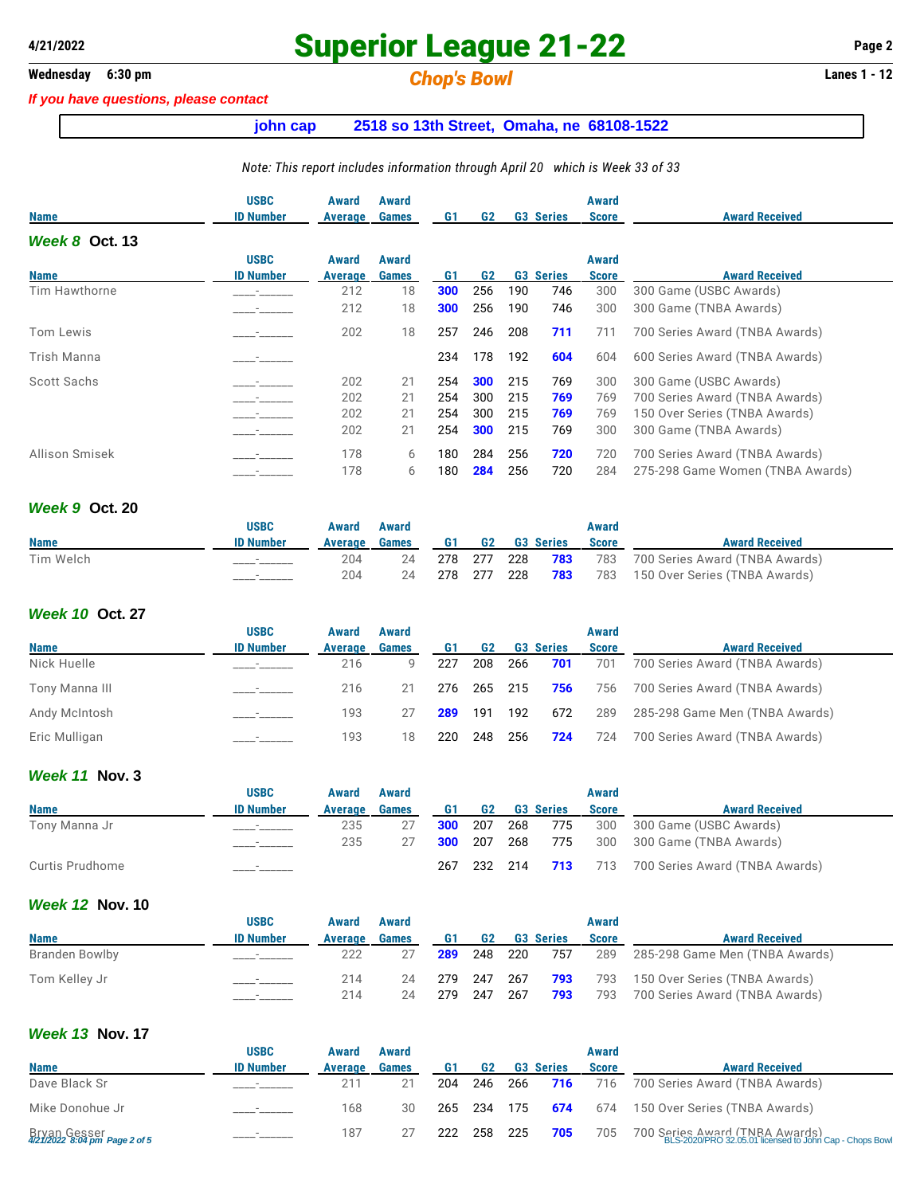# Superior League 21-22

**4/21/2022**

**Wednesday 6:30 pm** | ***Chop's Bowl*** | **Lanes 1 - 12**

*If you have questions, please contact*

**john cap 2518 so 13th Street, Omaha, ne 68108-1522**

*Note: This report includes information through April 20 which is Week 33 of 33*

### *Week 8* Oct. 13

| Name | USBC ID Number | Award Average | Award Games | G1 | G2 | G3 | Series | Award Score | Award Received |
|---|---|---|---|---|---|---|---|---|---|
| Tim Hawthorne | ____-______ | 212 | 18 | **300** | 256 | 190 | 746 | 300 | 300 Game (USBC Awards) |
| | ____-______ | 212 | 18 | **300** | 256 | 190 | 746 | 300 | 300 Game (TNBA Awards) |
| Tom Lewis | ____-______ | 202 | 18 | 257 | 246 | 208 | **711** | 711 | 700 Series Award (TNBA Awards) |
| Trish Manna | ____-______ | | | 234 | 178 | 192 | **604** | 604 | 600 Series Award (TNBA Awards) |
| Scott Sachs | ____-______ | 202 | 21 | 254 | **300** | 215 | 769 | 300 | 300 Game (USBC Awards) |
| | ____-______ | 202 | 21 | 254 | 300 | 215 | **769** | 769 | 700 Series Award (TNBA Awards) |
| | ____-______ | 202 | 21 | 254 | 300 | 215 | **769** | 769 | 150 Over Series (TNBA Awards) |
| | ____-______ | 202 | 21 | 254 | **300** | 215 | 769 | 300 | 300 Game (TNBA Awards) |
| Allison Smisek | ____-______ | 178 | 6 | 180 | 284 | 256 | **720** | 720 | 700 Series Award (TNBA Awards) |
| | ____-______ | 178 | 6 | 180 | **284** | 256 | 720 | 284 | 275-298 Game Women (TNBA Awards) |

### *Week 9* Oct. 20

| Name | USBC ID Number | Award Average | Award Games | G1 | G2 | G3 | Series | Award Score | Award Received |
|---|---|---|---|---|---|---|---|---|---|
| Tim Welch | ____-______ | 204 | 24 | 278 | 277 | 228 | **783** | 783 | 700 Series Award (TNBA Awards) |
| | ____-______ | 204 | 24 | 278 | 277 | 228 | **783** | 783 | 150 Over Series (TNBA Awards) |

### *Week 10* Oct. 27

| Name | USBC ID Number | Award Average | Award Games | G1 | G2 | G3 | Series | Award Score | Award Received |
|---|---|---|---|---|---|---|---|---|---|
| Nick Huelle | ____-______ | 216 | 9 | 227 | 208 | 266 | **701** | 701 | 700 Series Award (TNBA Awards) |
| Tony Manna III | ____-______ | 216 | 21 | 276 | 265 | 215 | **756** | 756 | 700 Series Award (TNBA Awards) |
| Andy McIntosh | ____-______ | 193 | 27 | **289** | 191 | 192 | 672 | 289 | 285-298 Game Men (TNBA Awards) |
| Eric Mulligan | ____-______ | 193 | 18 | 220 | 248 | 256 | **724** | 724 | 700 Series Award (TNBA Awards) |

### *Week 11* Nov. 3

| Name | USBC ID Number | Award Average | Award Games | G1 | G2 | G3 | Series | Award Score | Award Received |
|---|---|---|---|---|---|---|---|---|---|
| Tony Manna Jr | ____-______ | 235 | 27 | **300** | 207 | 268 | 775 | 300 | 300 Game (USBC Awards) |
| | ____-______ | 235 | 27 | **300** | 207 | 268 | 775 | 300 | 300 Game (TNBA Awards) |
| Curtis Prudhome | ____-______ | | | 267 | 232 | 214 | **713** | 713 | 700 Series Award (TNBA Awards) |

### *Week 12* Nov. 10

| Name | USBC ID Number | Award Average | Award Games | G1 | G2 | G3 | Series | Award Score | Award Received |
|---|---|---|---|---|---|---|---|---|---|
| Branden Bowlby | ____-______ | 222 | 27 | **289** | 248 | 220 | 757 | 289 | 285-298 Game Men (TNBA Awards) |
| Tom Kelley Jr | ____-______ | 214 | 24 | 279 | 247 | 267 | **793** | 793 | 150 Over Series (TNBA Awards) |
| | ____-______ | 214 | 24 | 279 | 247 | 267 | **793** | 793 | 700 Series Award (TNBA Awards) |

### *Week 13* Nov. 17

| Name | USBC ID Number | Award Average | Award Games | G1 | G2 | G3 | Series | Award Score | Award Received |
|---|---|---|---|---|---|---|---|---|---|
| Dave Black Sr | ____-______ | 211 | 21 | 204 | 246 | 266 | **716** | 716 | 700 Series Award (TNBA Awards) |
| Mike Donohue Jr | ____-______ | 168 | 30 | 265 | 234 | 175 | **674** | 674 | 150 Over Series (TNBA Awards) |
| Bryan Gesser | ____-______ | 187 | 27 | 222 | 258 | 225 | **705** | 705 | 700 Series Award (TNBA Awards) |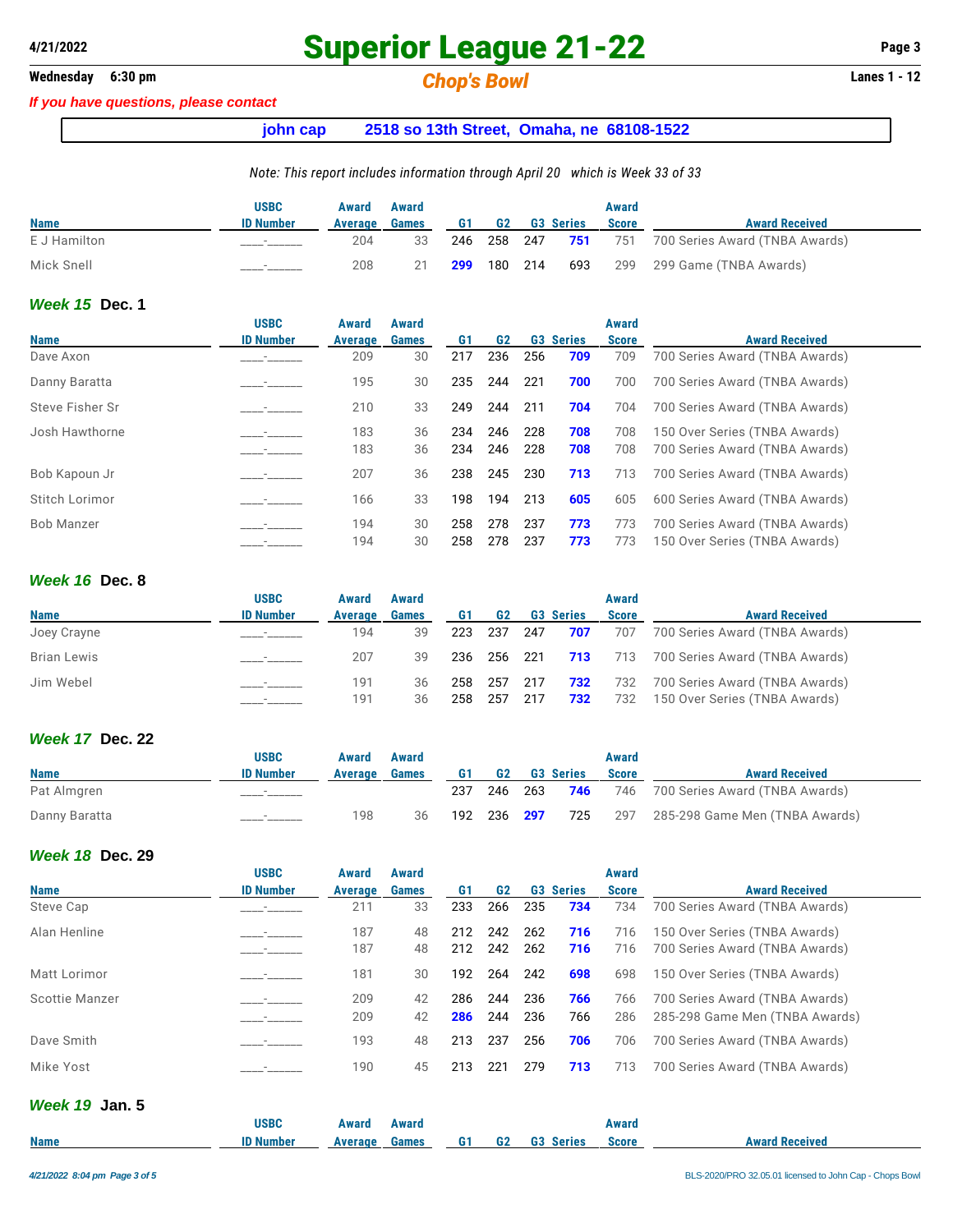# Superior League 21-22

**Wednesday 6:30 pm** — ***Chop's Bowl*** — **Lanes 1 - 12**

*If you have questions, please contact*

**john cap 2518 so 13th Street, Omaha, ne 68108-1522**

*Note: This report includes information through April 20 which is Week 33 of 33*

| Name | USBC ID Number | Award Average | Award Games | G1 | G2 | G3 | Series | Award Score | Award Received |
|---|---|---|---|---|---|---|---|---|---|
| E J Hamilton | ____-______ | 204 | 33 | 246 | 258 | 247 | **751** | 751 | 700 Series Award (TNBA Awards) |
| Mick Snell | ____-______ | 208 | 21 | **299** | 180 | 214 | 693 | 299 | 299 Game (TNBA Awards) |

## *Week 15* Dec. 1

| Name | USBC ID Number | Award Average | Award Games | G1 | G2 | G3 | Series | Award Score | Award Received |
|---|---|---|---|---|---|---|---|---|---|
| Dave Axon | ____-______ | 209 | 30 | 217 | 236 | 256 | **709** | 709 | 700 Series Award (TNBA Awards) |
| Danny Baratta | ____-______ | 195 | 30 | 235 | 244 | 221 | **700** | 700 | 700 Series Award (TNBA Awards) |
| Steve Fisher Sr | ____-______ | 210 | 33 | 249 | 244 | 211 | **704** | 704 | 700 Series Award (TNBA Awards) |
| Josh Hawthorne | ____-______ | 183 | 36 | 234 | 246 | 228 | **708** | 708 | 150 Over Series (TNBA Awards) |
| | ____-______ | 183 | 36 | 234 | 246 | 228 | **708** | 708 | 700 Series Award (TNBA Awards) |
| Bob Kapoun Jr | ____-______ | 207 | 36 | 238 | 245 | 230 | **713** | 713 | 700 Series Award (TNBA Awards) |
| Stitch Lorimor | ____-______ | 166 | 33 | 198 | 194 | 213 | **605** | 605 | 600 Series Award (TNBA Awards) |
| Bob Manzer | ____-______ | 194 | 30 | 258 | 278 | 237 | **773** | 773 | 700 Series Award (TNBA Awards) |
| | ____-______ | 194 | 30 | 258 | 278 | 237 | **773** | 773 | 150 Over Series (TNBA Awards) |

## *Week 16* Dec. 8

| Name | USBC ID Number | Award Average | Award Games | G1 | G2 | G3 | Series | Award Score | Award Received |
|---|---|---|---|---|---|---|---|---|---|
| Joey Crayne | ____-______ | 194 | 39 | 223 | 237 | 247 | **707** | 707 | 700 Series Award (TNBA Awards) |
| Brian Lewis | ____-______ | 207 | 39 | 236 | 256 | 221 | **713** | 713 | 700 Series Award (TNBA Awards) |
| Jim Webel | ____-______ | 191 | 36 | 258 | 257 | 217 | **732** | 732 | 700 Series Award (TNBA Awards) |
| | ____-______ | 191 | 36 | 258 | 257 | 217 | **732** | 732 | 150 Over Series (TNBA Awards) |

## *Week 17* Dec. 22

| Name | USBC ID Number | Award Average | Award Games | G1 | G2 | G3 | Series | Award Score | Award Received |
|---|---|---|---|---|---|---|---|---|---|
| Pat Almgren | ____-______ | | | 237 | 246 | 263 | **746** | 746 | 700 Series Award (TNBA Awards) |
| Danny Baratta | ____-______ | 198 | 36 | 192 | 236 | **297** | 725 | 297 | 285-298 Game Men (TNBA Awards) |

## *Week 18* Dec. 29

| Name | USBC ID Number | Award Average | Award Games | G1 | G2 | G3 | Series | Award Score | Award Received |
|---|---|---|---|---|---|---|---|---|---|
| Steve Cap | ____-______ | 211 | 33 | 233 | 266 | 235 | **734** | 734 | 700 Series Award (TNBA Awards) |
| Alan Henline | ____-______ | 187 | 48 | 212 | 242 | 262 | **716** | 716 | 150 Over Series (TNBA Awards) |
| | ____-______ | 187 | 48 | 212 | 242 | 262 | **716** | 716 | 700 Series Award (TNBA Awards) |
| Matt Lorimor | ____-______ | 181 | 30 | 192 | 264 | 242 | **698** | 698 | 150 Over Series (TNBA Awards) |
| Scottie Manzer | ____-______ | 209 | 42 | 286 | 244 | 236 | **766** | 766 | 700 Series Award (TNBA Awards) |
| | ____-______ | 209 | 42 | **286** | 244 | 236 | 766 | 286 | 285-298 Game Men (TNBA Awards) |
| Dave Smith | ____-______ | 193 | 48 | 213 | 237 | 256 | **706** | 706 | 700 Series Award (TNBA Awards) |
| Mike Yost | ____-______ | 190 | 45 | 213 | 221 | 279 | **713** | 713 | 700 Series Award (TNBA Awards) |

## *Week 19* Jan. 5

| Name | USBC ID Number | Award Average | Award Games | G1 | G2 | G3 | Series | Award Score | Award Received |
|---|---|---|---|---|---|---|---|---|---|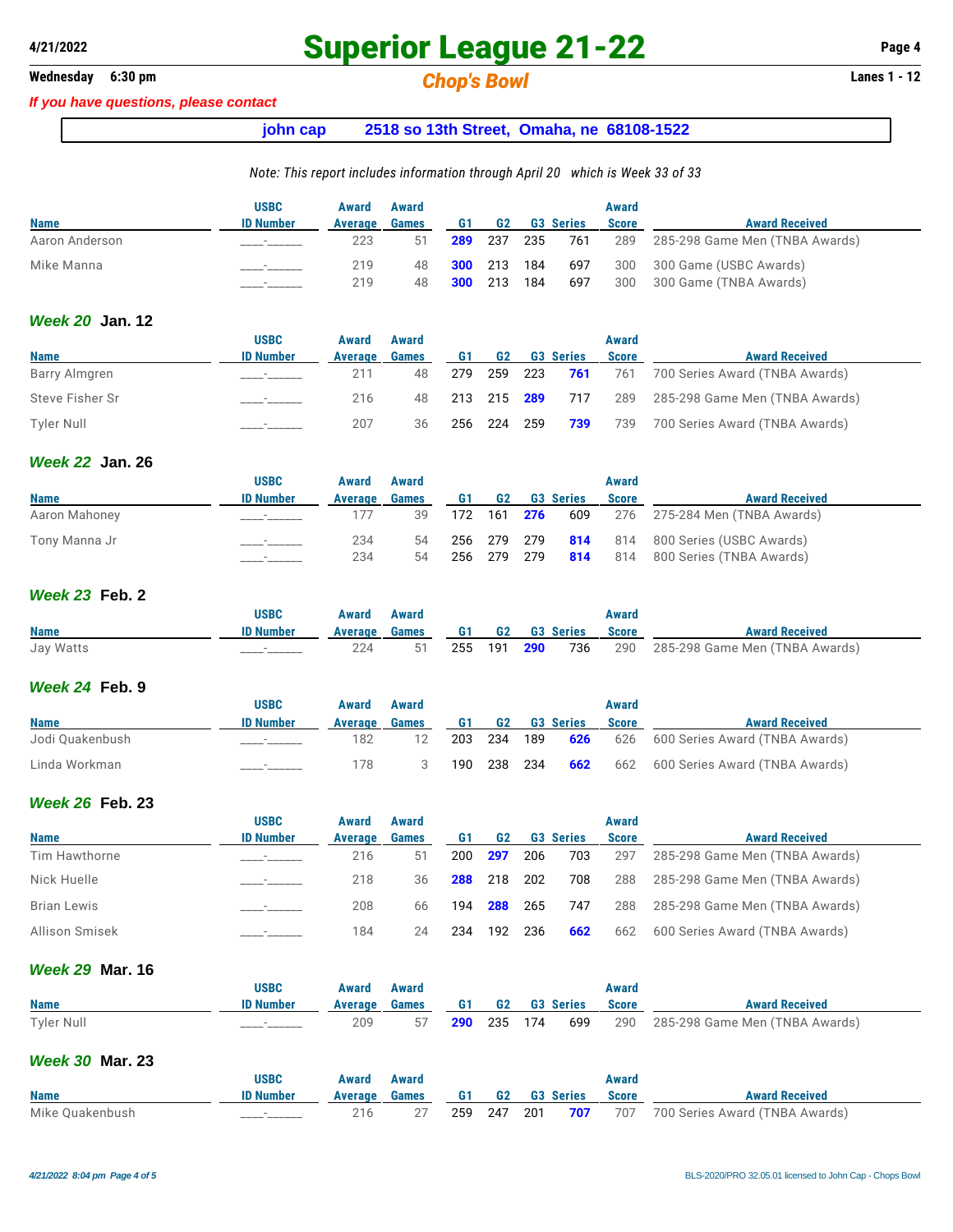# Superior League 21-22

**Wednesday 6:30 pm** — *Chop's Bowl* — **Lanes 1 - 12**

*If you have questions, please contact*

**john cap 2518 so 13th Street, Omaha, ne 68108-1522**

*Note: This report includes information through April 20 which is Week 33 of 33*

| Name | USBC ID Number | Award Average | Award Games | G1 | G2 | G3 | Series | Award Score | Award Received |
|---|---|---|---|---|---|---|---|---|---|
| Aaron Anderson | ____-______ | 223 | 51 | 289 | 237 | 235 | 761 | 289 | 285-298 Game Men (TNBA Awards) |
| Mike Manna | ____-______ | 219 | 48 | 300 | 213 | 184 | 697 | 300 | 300 Game (USBC Awards) |
| | ____-______ | 219 | 48 | 300 | 213 | 184 | 697 | 300 | 300 Game (TNBA Awards) |

### *Week 20* Jan. 12

| Name | USBC ID Number | Award Average | Award Games | G1 | G2 | G3 | Series | Award Score | Award Received |
|---|---|---|---|---|---|---|---|---|---|
| Barry Almgren | ____-______ | 211 | 48 | 279 | 259 | 223 | 761 | 761 | 700 Series Award (TNBA Awards) |
| Steve Fisher Sr | ____-______ | 216 | 48 | 213 | 215 | 289 | 717 | 289 | 285-298 Game Men (TNBA Awards) |
| Tyler Null | ____-______ | 207 | 36 | 256 | 224 | 259 | 739 | 739 | 700 Series Award (TNBA Awards) |

### *Week 22* Jan. 26

| Name | USBC ID Number | Award Average | Award Games | G1 | G2 | G3 | Series | Award Score | Award Received |
|---|---|---|---|---|---|---|---|---|---|
| Aaron Mahoney | ____-______ | 177 | 39 | 172 | 161 | 276 | 609 | 276 | 275-284 Men (TNBA Awards) |
| Tony Manna Jr | ____-______ | 234 | 54 | 256 | 279 | 279 | 814 | 814 | 800 Series (USBC Awards) |
| | ____-______ | 234 | 54 | 256 | 279 | 279 | 814 | 814 | 800 Series (TNBA Awards) |

### *Week 23* Feb. 2

| Name | USBC ID Number | Award Average | Award Games | G1 | G2 | G3 | Series | Award Score | Award Received |
|---|---|---|---|---|---|---|---|---|---|
| Jay Watts | ____-______ | 224 | 51 | 255 | 191 | 290 | 736 | 290 | 285-298 Game Men (TNBA Awards) |

### *Week 24* Feb. 9

| Name | USBC ID Number | Award Average | Award Games | G1 | G2 | G3 | Series | Award Score | Award Received |
|---|---|---|---|---|---|---|---|---|---|
| Jodi Quakenbush | ____-______ | 182 | 12 | 203 | 234 | 189 | 626 | 626 | 600 Series Award (TNBA Awards) |
| Linda Workman | ____-______ | 178 | 3 | 190 | 238 | 234 | 662 | 662 | 600 Series Award (TNBA Awards) |

### *Week 26* Feb. 23

| Name | USBC ID Number | Award Average | Award Games | G1 | G2 | G3 | Series | Award Score | Award Received |
|---|---|---|---|---|---|---|---|---|---|
| Tim Hawthorne | ____-______ | 216 | 51 | 200 | 297 | 206 | 703 | 297 | 285-298 Game Men (TNBA Awards) |
| Nick Huelle | ____-______ | 218 | 36 | 288 | 218 | 202 | 708 | 288 | 285-298 Game Men (TNBA Awards) |
| Brian Lewis | ____-______ | 208 | 66 | 194 | 288 | 265 | 747 | 288 | 285-298 Game Men (TNBA Awards) |
| Allison Smisek | ____-______ | 184 | 24 | 234 | 192 | 236 | 662 | 662 | 600 Series Award (TNBA Awards) |

### *Week 29* Mar. 16

| Name | USBC ID Number | Award Average | Award Games | G1 | G2 | G3 | Series | Award Score | Award Received |
|---|---|---|---|---|---|---|---|---|---|
| Tyler Null | ____-______ | 209 | 57 | 290 | 235 | 174 | 699 | 290 | 285-298 Game Men (TNBA Awards) |

### *Week 30* Mar. 23

| Name | USBC ID Number | Award Average | Award Games | G1 | G2 | G3 | Series | Award Score | Award Received |
|---|---|---|---|---|---|---|---|---|---|
| Mike Quakenbush | ____-______ | 216 | 27 | 259 | 247 | 201 | 707 | 707 | 700 Series Award (TNBA Awards) |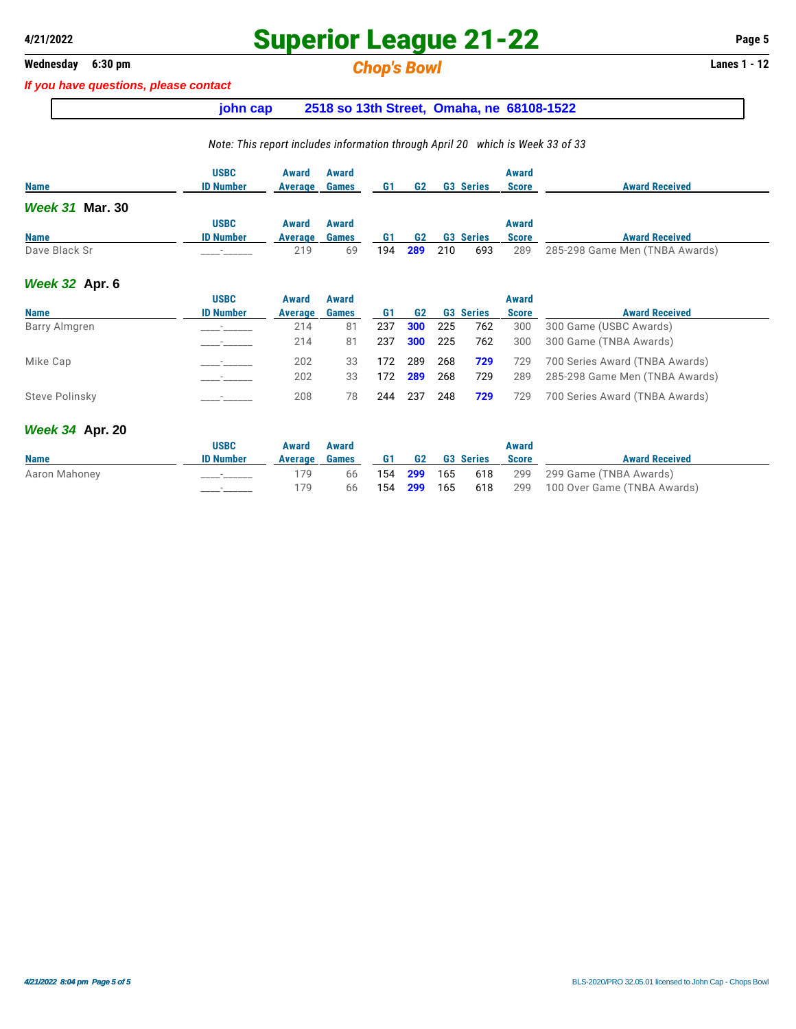# Superior League 21-22

**Wednesday 6:30 pm** — *Chop's Bowl* — **Lanes 1 - 12**

*If you have questions, please contact*

**john cap 2518 so 13th Street, Omaha, ne 68108-1522**

*Note: This report includes information through April 20 which is Week 33 of 33*

### *Week 31* Mar. 30

| Name | USBC ID Number | Award Average | Award Games | G1 | G2 | G3 | Series | Award Score | Award Received |
|---|---|---|---|---|---|---|---|---|---|
| Dave Black Sr | ____-______ | 219 | 69 | 194 | **289** | 210 | 693 | 289 | 285-298 Game Men (TNBA Awards) |

### *Week 32* Apr. 6

| Name | USBC ID Number | Award Average | Award Games | G1 | G2 | G3 | Series | Award Score | Award Received |
|---|---|---|---|---|---|---|---|---|---|
| Barry Almgren | ____-______ | 214 | 81 | 237 | **300** | 225 | 762 | 300 | 300 Game (USBC Awards) |
| | ____-______ | 214 | 81 | 237 | **300** | 225 | 762 | 300 | 300 Game (TNBA Awards) |
| Mike Cap | ____-______ | 202 | 33 | 172 | 289 | 268 | **729** | 729 | 700 Series Award (TNBA Awards) |
| | ____-______ | 202 | 33 | 172 | **289** | 268 | 729 | 289 | 285-298 Game Men (TNBA Awards) |
| Steve Polinsky | ____-______ | 208 | 78 | 244 | 237 | 248 | **729** | 729 | 700 Series Award (TNBA Awards) |

### *Week 34* Apr. 20

| Name | USBC ID Number | Award Average | Award Games | G1 | G2 | G3 | Series | Award Score | Award Received |
|---|---|---|---|---|---|---|---|---|---|
| Aaron Mahoney | ____-______ | 179 | 66 | 154 | **299** | 165 | 618 | 299 | 299 Game (TNBA Awards) |
| | ____-______ | 179 | 66 | 154 | **299** | 165 | 618 | 299 | 100 Over Game (TNBA Awards) |